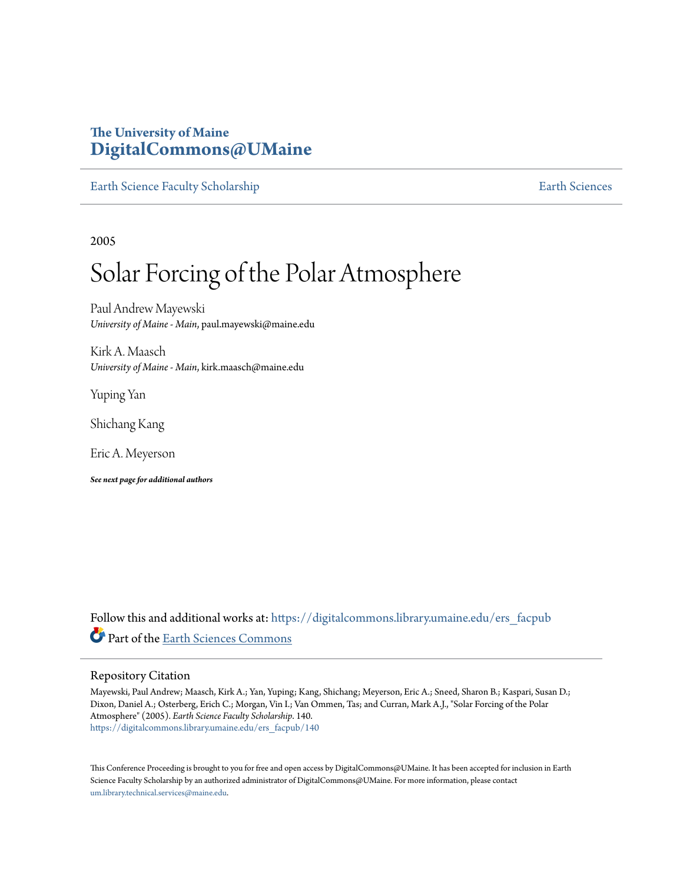The University of Maine
**DigitalCommons@UMaine**

Earth Science Faculty Scholarship | Earth Sciences

2005

# Solar Forcing of the Polar Atmosphere

Paul Andrew Mayewski
*University of Maine - Main*, paul.mayewski@maine.edu

Kirk A. Maasch
*University of Maine - Main*, kirk.maasch@maine.edu

Yuping Yan

Shichang Kang

Eric A. Meyerson

***See next page for additional authors***

Follow this and additional works at: https://digitalcommons.library.umaine.edu/ers_facpub

Part of the Earth Sciences Commons

## Repository Citation

Mayewski, Paul Andrew; Maasch, Kirk A.; Yan, Yuping; Kang, Shichang; Meyerson, Eric A.; Sneed, Sharon B.; Kaspari, Susan D.; Dixon, Daniel A.; Osterberg, Erich C.; Morgan, Vin I.; Van Ommen, Tas; and Curran, Mark A.J., "Solar Forcing of the Polar Atmosphere" (2005). *Earth Science Faculty Scholarship*. 140.
https://digitalcommons.library.umaine.edu/ers_facpub/140

This Conference Proceeding is brought to you for free and open access by DigitalCommons@UMaine. It has been accepted for inclusion in Earth Science Faculty Scholarship by an authorized administrator of DigitalCommons@UMaine. For more information, please contact um.library.technical.services@maine.edu.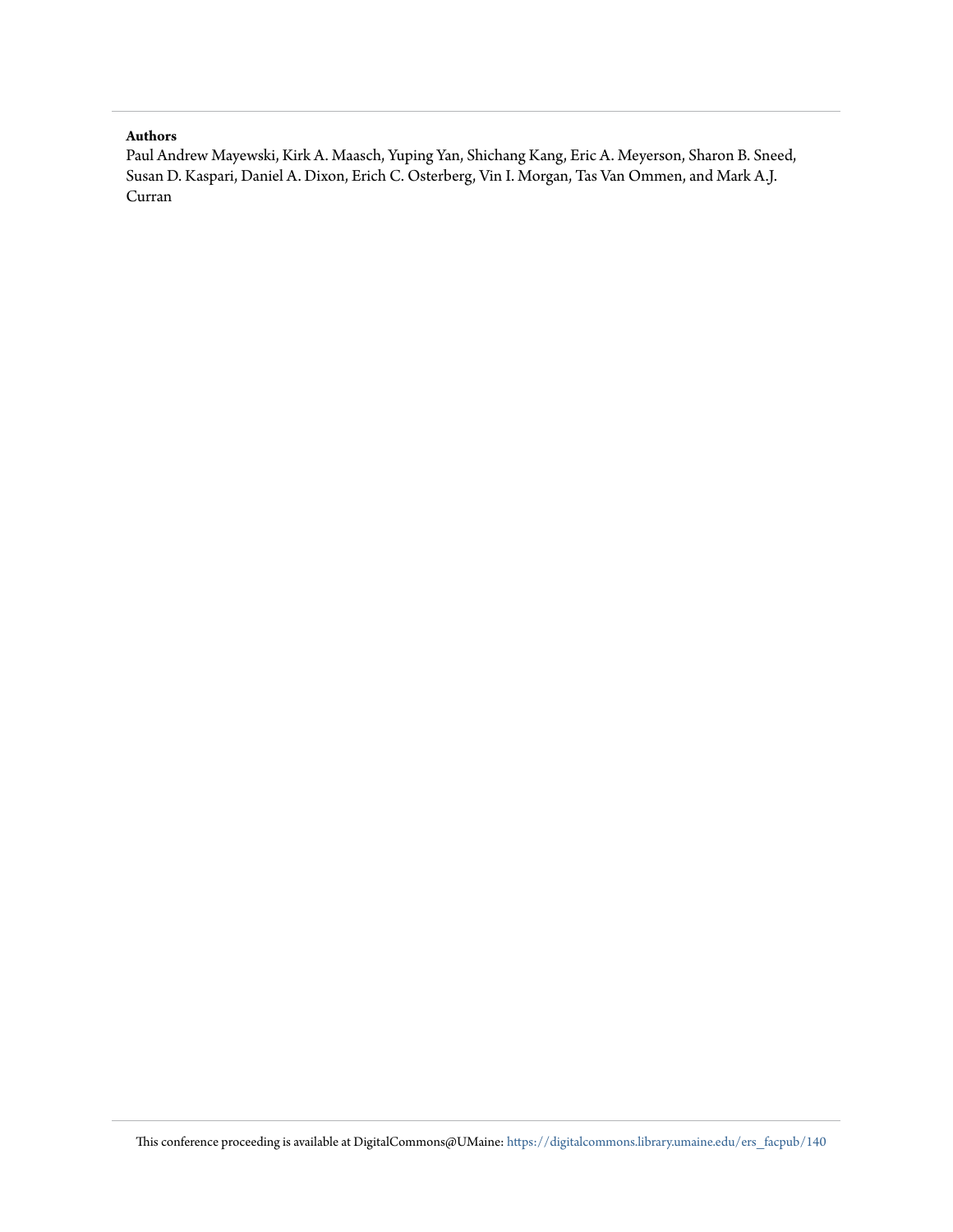**Authors**

Paul Andrew Mayewski, Kirk A. Maasch, Yuping Yan, Shichang Kang, Eric A. Meyerson, Sharon B. Sneed, Susan D. Kaspari, Daniel A. Dixon, Erich C. Osterberg, Vin I. Morgan, Tas Van Ommen, and Mark A.J. Curran

This conference proceeding is available at DigitalCommons@UMaine: https://digitalcommons.library.umaine.edu/ers_facpub/140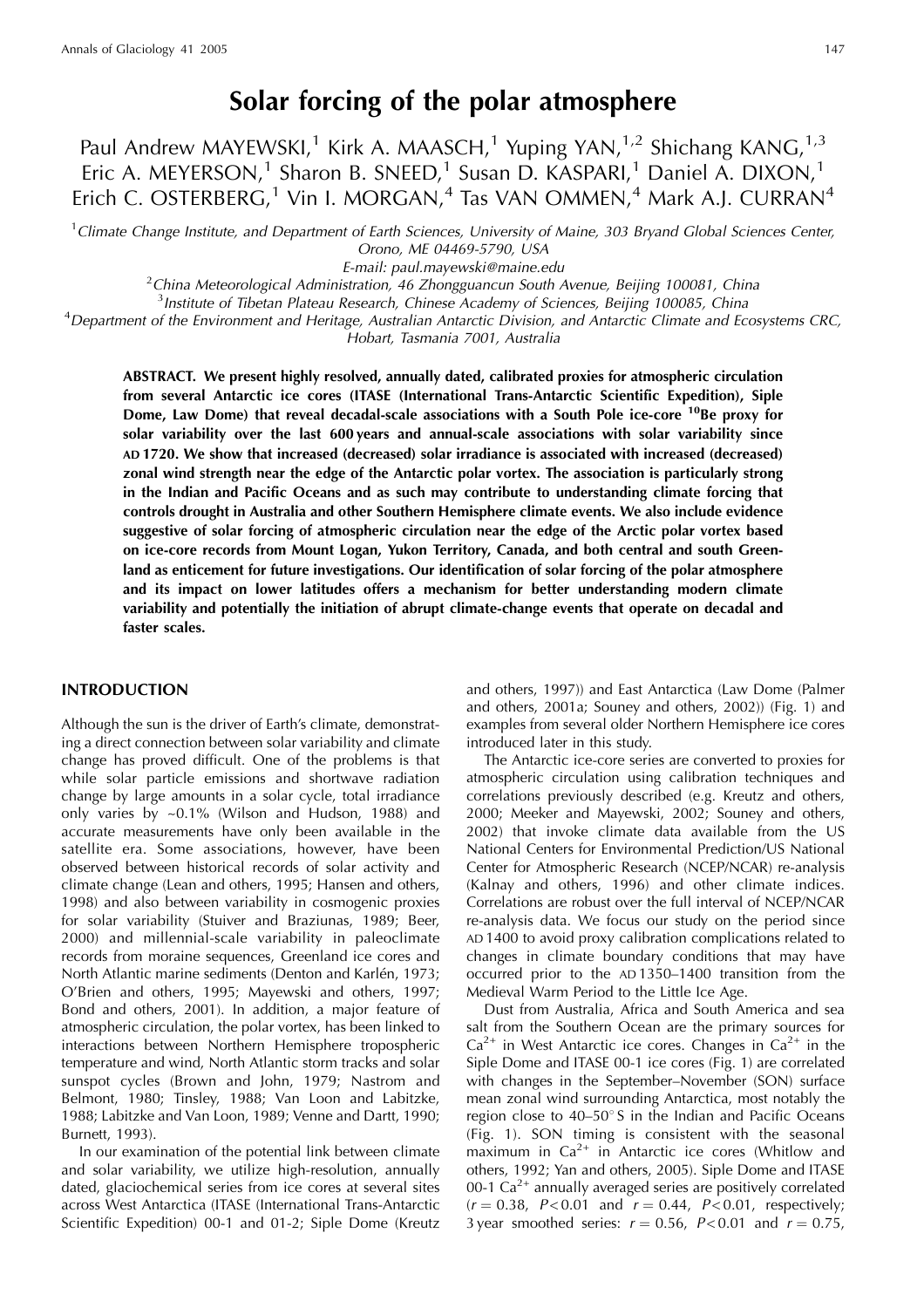# Solar forcing of the polar atmosphere

Paul Andrew MAYEWSKI,[1] Kirk A. MAASCH,[1] Yuping YAN,[1,2] Shichang KANG,[1,3] Eric A. MEYERSON,[1] Sharon B. SNEED,[1] Susan D. KASPARI,[1] Daniel A. DIXON,[1] Erich C. OSTERBERG,[1] Vin I. MORGAN,[4] Tas VAN OMMEN,[4] Mark A.J. CURRAN[4]

[1]Climate Change Institute, and Department of Earth Sciences, University of Maine, 303 Bryand Global Sciences Center, Orono, ME 04469-5790, USA
E-mail: paul.mayewski@maine.edu

[2]China Meteorological Administration, 46 Zhongguancun South Avenue, Beijing 100081, China

[3]Institute of Tibetan Plateau Research, Chinese Academy of Sciences, Beijing 100085, China

[4]Department of the Environment and Heritage, Australian Antarctic Division, and Antarctic Climate and Ecosystems CRC, Hobart, Tasmania 7001, Australia

**ABSTRACT. We present highly resolved, annually dated, calibrated proxies for atmospheric circulation from several Antarctic ice cores (ITASE (International Trans-Antarctic Scientific Expedition), Siple Dome, Law Dome) that reveal decadal-scale associations with a South Pole ice-core $^{10}$Be proxy for solar variability over the last 600 years and annual-scale associations with solar variability since AD 1720. We show that increased (decreased) solar irradiance is associated with increased (decreased) zonal wind strength near the edge of the Antarctic polar vortex. The association is particularly strong in the Indian and Pacific Oceans and as such may contribute to understanding climate forcing that controls drought in Australia and other Southern Hemisphere climate events. We also include evidence suggestive of solar forcing of atmospheric circulation near the edge of the Arctic polar vortex based on ice-core records from Mount Logan, Yukon Territory, Canada, and both central and south Greenland as enticement for future investigations. Our identification of solar forcing of the polar atmosphere and its impact on lower latitudes offers a mechanism for better understanding modern climate variability and potentially the initiation of abrupt climate-change events that operate on decadal and faster scales.**

## INTRODUCTION

Although the sun is the driver of Earth's climate, demonstrating a direct connection between solar variability and climate change has proved difficult. One of the problems is that while solar particle emissions and shortwave radiation change by large amounts in a solar cycle, total irradiance only varies by ~0.1% (Wilson and Hudson, 1988) and accurate measurements have only been available in the satellite era. Some associations, however, have been observed between historical records of solar activity and climate change (Lean and others, 1995; Hansen and others, 1998) and also between variability in cosmogenic proxies for solar variability (Stuiver and Braziunas, 1989; Beer, 2000) and millennial-scale variability in paleoclimate records from moraine sequences, Greenland ice cores and North Atlantic marine sediments (Denton and Karlén, 1973; O'Brien and others, 1995; Mayewski and others, 1997; Bond and others, 2001). In addition, a major feature of atmospheric circulation, the polar vortex, has been linked to interactions between Northern Hemisphere tropospheric temperature and wind, North Atlantic storm tracks and solar sunspot cycles (Brown and John, 1979; Nastrom and Belmont, 1980; Tinsley, 1988; Van Loon and Labitzke, 1988; Labitzke and Van Loon, 1989; Venne and Dartt, 1990; Burnett, 1993).

In our examination of the potential link between climate and solar variability, we utilize high-resolution, annually dated, glaciochemical series from ice cores at several sites across West Antarctica (ITASE (International Trans-Antarctic Scientific Expedition) 00-1 and 01-2; Siple Dome (Kreutz and others, 1997)) and East Antarctica (Law Dome (Palmer and others, 2001a; Souney and others, 2002)) (Fig. 1) and examples from several older Northern Hemisphere ice cores introduced later in this study.

The Antarctic ice-core series are converted to proxies for atmospheric circulation using calibration techniques and correlations previously described (e.g. Kreutz and others, 2000; Meeker and Mayewski, 2002; Souney and others, 2002) that invoke climate data available from the US National Centers for Environmental Prediction/US National Center for Atmospheric Research (NCEP/NCAR) re-analysis (Kalnay and others, 1996) and other climate indices. Correlations are robust over the full interval of NCEP/NCAR re-analysis data. We focus our study on the period since AD 1400 to avoid proxy calibration complications related to changes in climate boundary conditions that may have occurred prior to the AD 1350–1400 transition from the Medieval Warm Period to the Little Ice Age.

Dust from Australia, Africa and South America and sea salt from the Southern Ocean are the primary sources for $Ca^{2+}$ in West Antarctic ice cores. Changes in $Ca^{2+}$ in the Siple Dome and ITASE 00-1 ice cores (Fig. 1) are correlated with changes in the September–November (SON) surface mean zonal wind surrounding Antarctica, most notably the region close to 40–50° S in the Indian and Pacific Oceans (Fig. 1). SON timing is consistent with the seasonal maximum in $Ca^{2+}$ in Antarctic ice cores (Whitlow and others, 1992; Yan and others, 2005). Siple Dome and ITASE 00-1 $Ca^{2+}$ annually averaged series are positively correlated ($r = 0.38$, $P < 0.01$ and $r = 0.44$, $P < 0.01$, respectively; 3 year smoothed series: $r = 0.56$, $P < 0.01$ and $r = 0.75$,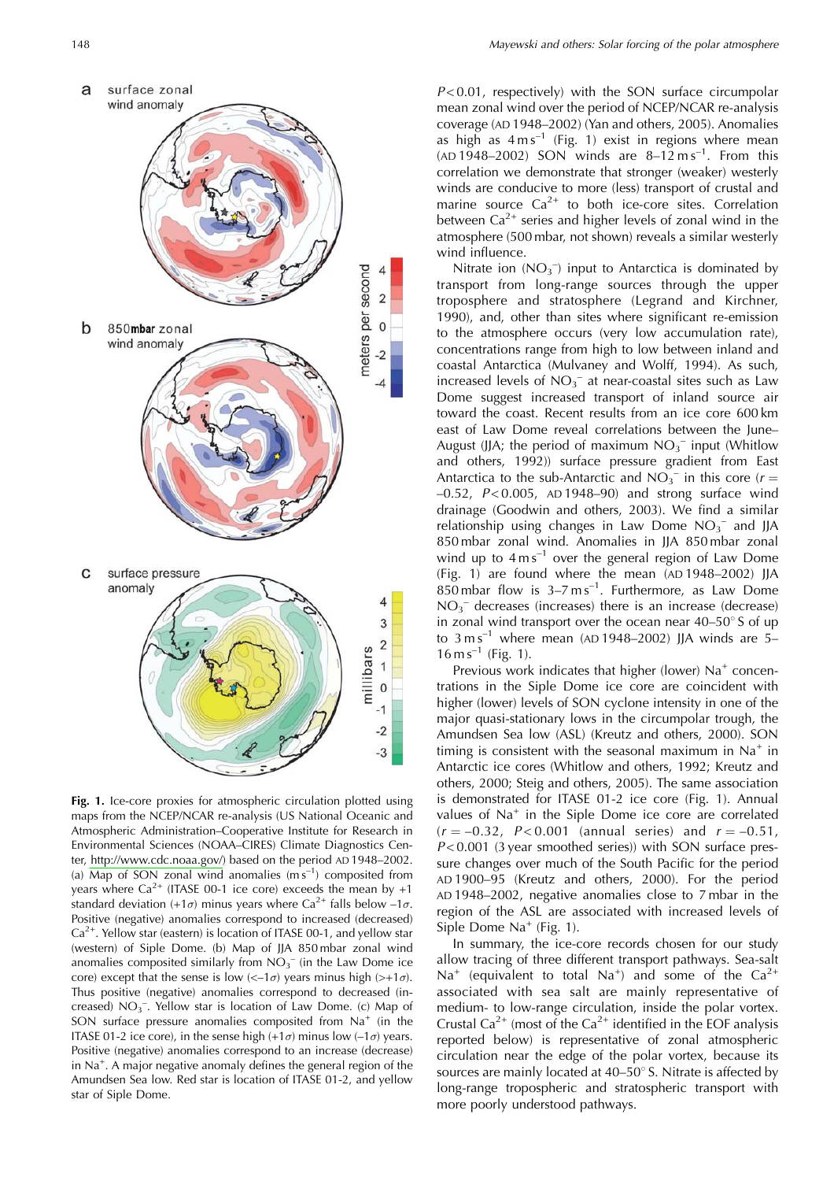$P<0.01$, respectively) with the SON surface circumpolar mean zonal wind over the period of NCEP/NCAR re-analysis coverage (AD 1948–2002) (Yan and others, 2005). Anomalies as high as $4\,m\,s^{-1}$ (Fig. 1) exist in regions where mean (AD 1948–2002) SON winds are $8–12\,m\,s^{-1}$. From this correlation we demonstrate that stronger (weaker) westerly winds are conducive to more (less) transport of crustal and marine source $Ca^{2+}$ to both ice-core sites. Correlation between $Ca^{2+}$ series and higher levels of zonal wind in the atmosphere (500 mbar, not shown) reveals a similar westerly wind influence.

Nitrate ion ($NO_3^-$) input to Antarctica is dominated by transport from long-range sources through the upper troposphere and stratosphere (Legrand and Kirchner, 1990), and, other than sites where significant re-emission to the atmosphere occurs (very low accumulation rate), concentrations range from high to low between inland and coastal Antarctica (Mulvaney and Wolff, 1994). As such, increased levels of $NO_3^-$ at near-coastal sites such as Law Dome suggest increased transport of inland source air toward the coast. Recent results from an ice core 600 km east of Law Dome reveal correlations between the June–August (JJA; the period of maximum $NO_3^-$ input (Whitlow and others, 1992)) surface pressure gradient from East Antarctica to the sub-Antarctic and $NO_3^-$ in this core ($r = -0.52$, $P<0.005$, AD 1948–90) and strong surface wind drainage (Goodwin and others, 2003). We find a similar relationship using changes in Law Dome $NO_3^-$ and JJA 850 mbar zonal wind. Anomalies in JJA 850 mbar zonal wind up to $4\,m\,s^{-1}$ over the general region of Law Dome (Fig. 1) are found where the mean (AD 1948–2002) JJA 850 mbar flow is $3–7\,m\,s^{-1}$. Furthermore, as Law Dome $NO_3^-$ decreases (increases) there is an increase (decrease) in zonal wind transport over the ocean near 40–50° S of up to $3\,m\,s^{-1}$ where mean (AD 1948–2002) JJA winds are $5–16\,m\,s^{-1}$ (Fig. 1).

Previous work indicates that higher (lower) $Na^+$ concentrations in the Siple Dome ice core are coincident with higher (lower) levels of SON cyclone intensity in one of the major quasi-stationary lows in the circumpolar trough, the Amundsen Sea low (ASL) (Kreutz and others, 2000). SON timing is consistent with the seasonal maximum in $Na^+$ in Antarctic ice cores (Whitlow and others, 1992; Kreutz and others, 2000; Steig and others, 2005). The same association is demonstrated for ITASE 01-2 ice core (Fig. 1). Annual values of $Na^+$ in the Siple Dome ice core are correlated ($r = -0.32$, $P<0.001$ (annual series) and $r = -0.51$, $P<0.001$ (3 year smoothed series)) with SON surface pressure changes over much of the South Pacific for the period AD 1900–95 (Kreutz and others, 2000). For the period AD 1948–2002, negative anomalies close to 7 mbar in the region of the ASL are associated with increased levels of Siple Dome $Na^+$ (Fig. 1).

In summary, the ice-core records chosen for our study allow tracing of three different transport pathways. Sea-salt $Na^+$ (equivalent to total $Na^+$) and some of the $Ca^{2+}$ associated with sea salt are mainly representative of medium- to low-range circulation, inside the polar vortex. Crustal $Ca^{2+}$ (most of the $Ca^{2+}$ identified in the EOF analysis reported below) is representative of zonal atmospheric circulation near the edge of the polar vortex, because its sources are mainly located at 40–50° S. Nitrate is affected by long-range tropospheric and stratospheric transport with more poorly understood pathways.

**Fig. 1.** Ice-core proxies for atmospheric circulation plotted using maps from the NCEP/NCAR re-analysis (US National Oceanic and Atmospheric Administration–Cooperative Institute for Research in Environmental Sciences (NOAA–CIRES) Climate Diagnostics Center, http://www.cdc.noaa.gov/) based on the period AD 1948–2002. (a) Map of SON zonal wind anomalies ($m\,s^{-1}$) composited from years where $Ca^{2+}$ (ITASE 00-1 ice core) exceeds the mean by $+1$ standard deviation ($+1\sigma$) minus years where $Ca^{2+}$ falls below $-1\sigma$. Positive (negative) anomalies correspond to increased (decreased) $Ca^{2+}$. Yellow star (eastern) is location of ITASE 00-1, and yellow star (western) of Siple Dome. (b) Map of JJA 850 mbar zonal wind anomalies composited similarly from $NO_3^-$ (in the Law Dome ice core) except that the sense is low ($<-1\sigma$) years minus high ($>+1\sigma$). Thus positive (negative) anomalies correspond to decreased (increased) $NO_3^-$. Yellow star is location of Law Dome. (c) Map of SON surface pressure anomalies composited from $Na^+$ (in the ITASE 01-2 ice core), in the sense high ($+1\sigma$) minus low ($-1\sigma$) years. Positive (negative) anomalies correspond to an increase (decrease) in $Na^+$. A major negative anomaly defines the general region of the Amundsen Sea low. Red star is location of ITASE 01-2, and yellow star of Siple Dome.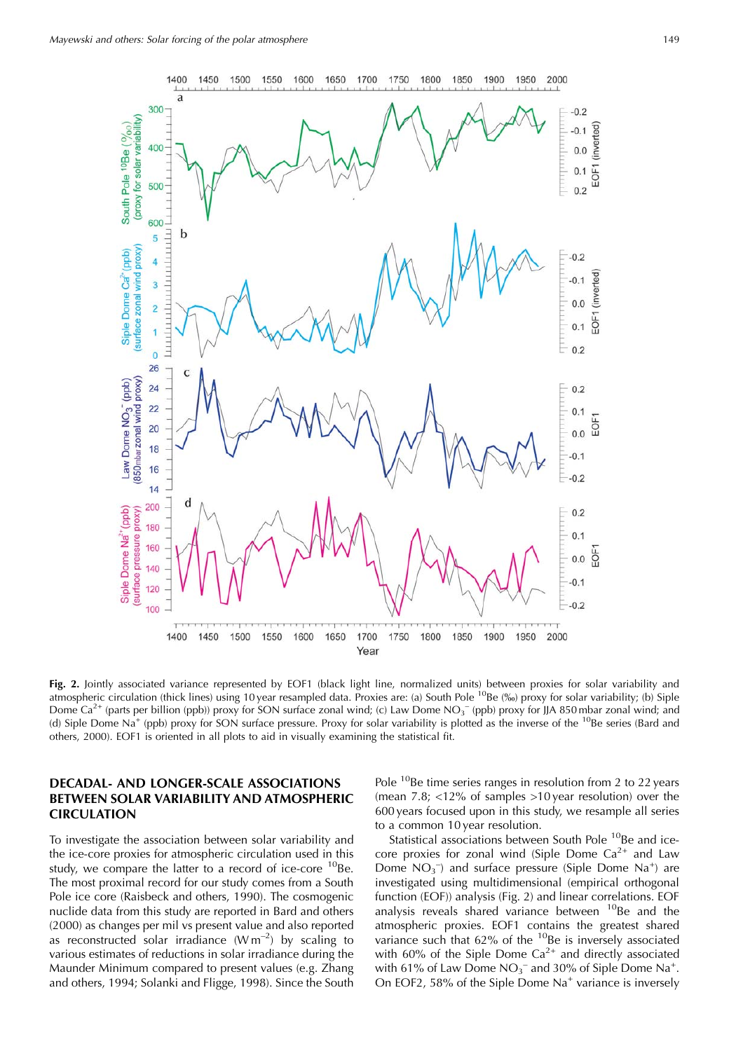**Fig. 2.** Jointly associated variance represented by EOF1 (black light line, normalized units) between proxies for solar variability and atmospheric circulation (thick lines) using 10 year resampled data. Proxies are: (a) South Pole $^{10}$Be (‰) proxy for solar variability; (b) Siple Dome $Ca^{2+}$ (parts per billion (ppb)) proxy for SON surface zonal wind; (c) Law Dome $NO_3^-$ (ppb) proxy for JJA 850 mbar zonal wind; and (d) Siple Dome $Na^+$ (ppb) proxy for SON surface pressure. Proxy for solar variability is plotted as the inverse of the $^{10}$Be series (Bard and others, 2000). EOF1 is oriented in all plots to aid in visually examining the statistical fit.

## DECADAL- AND LONGER-SCALE ASSOCIATIONS BETWEEN SOLAR VARIABILITY AND ATMOSPHERIC CIRCULATION

To investigate the association between solar variability and the ice-core proxies for atmospheric circulation used in this study, we compare the latter to a record of ice-core $^{10}$Be. The most proximal record for our study comes from a South Pole ice core (Raisbeck and others, 1990). The cosmogenic nuclide data from this study are reported in Bard and others (2000) as changes per mil vs present value and also reported as reconstructed solar irradiance (W m$^{-2}$) by scaling to various estimates of reductions in solar irradiance during the Maunder Minimum compared to present values (e.g. Zhang and others, 1994; Solanki and Fligge, 1998). Since the South Pole $^{10}$Be time series ranges in resolution from 2 to 22 years (mean 7.8; <12% of samples >10 year resolution) over the 600 years focused upon in this study, we resample all series to a common 10 year resolution.

Statistical associations between South Pole $^{10}$Be and ice-core proxies for zonal wind (Siple Dome $Ca^{2+}$ and Law Dome $NO_3^-$) and surface pressure (Siple Dome $Na^+$) are investigated using multidimensional (empirical orthogonal function (EOF)) analysis (Fig. 2) and linear correlations. EOF analysis reveals shared variance between $^{10}$Be and the atmospheric proxies. EOF1 contains the greatest shared variance such that 62% of the $^{10}$Be is inversely associated with 60% of the Siple Dome $Ca^{2+}$ and directly associated with 61% of Law Dome $NO_3^-$ and 30% of Siple Dome $Na^+$. On EOF2, 58% of the Siple Dome $Na^+$ variance is inversely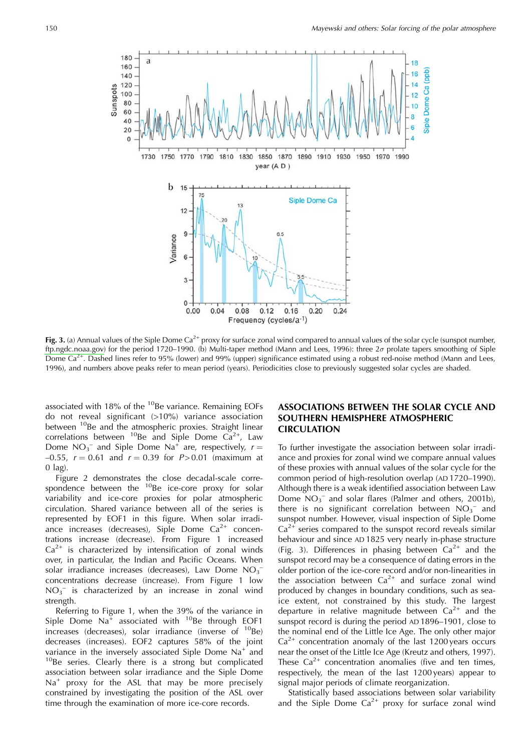Fig. 3. (a) Annual values of the Siple Dome $Ca^{2+}$ proxy for surface zonal wind compared to annual values of the solar cycle (sunspot number, ftp.ngdc.noaa.gov) for the period 1720–1990. (b) Multi-taper method (Mann and Lees, 1996): three $2\sigma$ prolate tapers smoothing of Siple Dome $Ca^{2+}$. Dashed lines refer to 95% (lower) and 99% (upper) significance estimated using a robust red-noise method (Mann and Lees, 1996), and numbers above peaks refer to mean period (years). Periodicities close to previously suggested solar cycles are shaded.

associated with 18% of the $^{10}Be$ variance. Remaining EOFs do not reveal significant (>10%) variance association between $^{10}Be$ and the atmospheric proxies. Straight linear correlations between $^{10}Be$ and Siple Dome $Ca^{2+}$, Law Dome $NO_3^-$ and Siple Dome $Na^+$ are, respectively, $r = -0.55$, $r = 0.61$ and $r = 0.39$ for $P > 0.01$ (maximum at 0 lag).

Figure 2 demonstrates the close decadal-scale correspondence between the $^{10}Be$ ice-core proxy for solar variability and ice-core proxies for polar atmospheric circulation. Shared variance between all of the series is represented by EOF1 in this figure. When solar irradiance increases (decreases), Siple Dome $Ca^{2+}$ concentrations increase (decrease). From Figure 1 increased $Ca^{2+}$ is characterized by intensification of zonal winds over, in particular, the Indian and Pacific Oceans. When solar irradiance increases (decreases), Law Dome $NO_3^-$ concentrations decrease (increase). From Figure 1 low $NO_3^-$ is characterized by an increase in zonal wind strength.

Referring to Figure 1, when the 39% of the variance in Siple Dome $Na^+$ associated with $^{10}Be$ through EOF1 increases (decreases), solar irradiance (inverse of $^{10}Be$) decreases (increases). EOF2 captures 58% of the joint variance in the inversely associated Siple Dome $Na^+$ and $^{10}Be$ series. Clearly there is a strong but complicated association between solar irradiance and the Siple Dome $Na^+$ proxy for the ASL that may be more precisely constrained by investigating the position of the ASL over time through the examination of more ice-core records.

## ASSOCIATIONS BETWEEN THE SOLAR CYCLE AND SOUTHERN HEMISPHERE ATMOSPHERIC CIRCULATION

To further investigate the association between solar irradiance and proxies for zonal wind we compare annual values of these proxies with annual values of the solar cycle for the common period of high-resolution overlap (AD 1720–1990). Although there is a weak identified association between Law Dome $NO_3^-$ and solar flares (Palmer and others, 2001b), there is no significant correlation between $NO_3^-$ and sunspot number. However, visual inspection of Siple Dome $Ca^{2+}$ series compared to the sunspot record reveals similar behaviour and since AD 1825 very nearly in-phase structure (Fig. 3). Differences in phasing between $Ca^{2+}$ and the sunspot record may be a consequence of dating errors in the older portion of the ice-core record and/or non-linearities in the association between $Ca^{2+}$ and surface zonal wind produced by changes in boundary conditions, such as sea-ice extent, not constrained by this study. The largest departure in relative magnitude between $Ca^{2+}$ and the sunspot record is during the period AD 1896–1901, close to the nominal end of the Little Ice Age. The only other major $Ca^{2+}$ concentration anomaly of the last 1200 years occurs near the onset of the Little Ice Age (Kreutz and others, 1997). These $Ca^{2+}$ concentration anomalies (five and ten times, respectively, the mean of the last 1200 years) appear to signal major periods of climate reorganization.

Statistically based associations between solar variability and the Siple Dome $Ca^{2+}$ proxy for surface zonal wind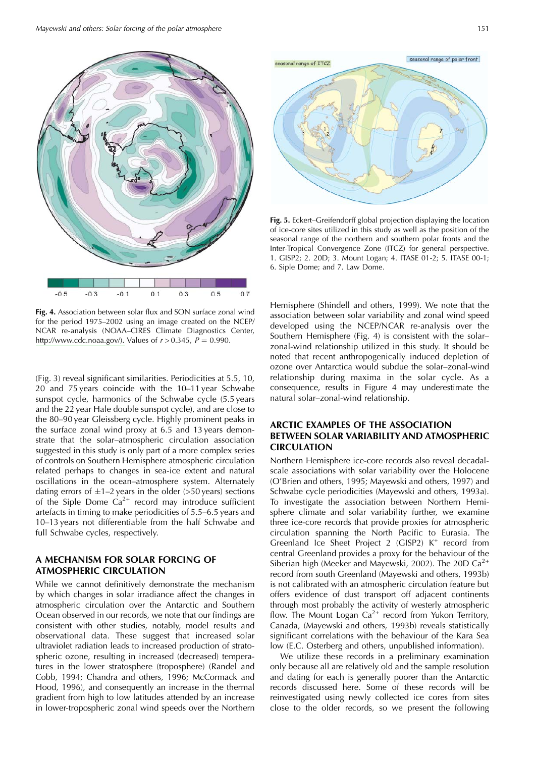**Fig. 4.** Association between solar flux and SON surface zonal wind for the period 1975–2002 using an image created on the NCEP/NCAR re-analysis (NOAA–CIRES Climate Diagnostics Center, http://www.cdc.noaa.gov/). Values of $r > 0.345$, $P = 0.990$.

**Fig. 5.** Eckert–Greifendorff global projection displaying the location of ice-core sites utilized in this study as well as the position of the seasonal range of the northern and southern polar fronts and the Inter-Tropical Convergence Zone (ITCZ) for general perspective. 1. GISP2; 2. 20D; 3. Mount Logan; 4. ITASE 01-2; 5. ITASE 00-1; 6. Siple Dome; and 7. Law Dome.

(Fig. 3) reveal significant similarities. Periodicities at 5.5, 10, 20 and 75 years coincide with the 10–11 year Schwabe sunspot cycle, harmonics of the Schwabe cycle (5.5 years and the 22 year Hale double sunspot cycle), and are close to the 80–90 year Gleissberg cycle. Highly prominent peaks in the surface zonal wind proxy at 6.5 and 13 years demonstrate that the solar–atmospheric circulation association suggested in this study is only part of a more complex series of controls on Southern Hemisphere atmospheric circulation related perhaps to changes in sea-ice extent and natural oscillations in the ocean–atmosphere system. Alternately dating errors of $\pm$1–2 years in the older (>50 years) sections of the Siple Dome $Ca^{2+}$ record may introduce sufficient artefacts in timing to make periodicities of 5.5–6.5 years and 10–13 years not differentiable from the half Schwabe and full Schwabe cycles, respectively.

## A MECHANISM FOR SOLAR FORCING OF ATMOSPHERIC CIRCULATION

While we cannot definitively demonstrate the mechanism by which changes in solar irradiance affect the changes in atmospheric circulation over the Antarctic and Southern Ocean observed in our records, we note that our findings are consistent with other studies, notably, model results and observational data. These suggest that increased solar ultraviolet radiation leads to increased production of stratospheric ozone, resulting in increased (decreased) temperatures in the lower stratosphere (troposphere) (Randel and Cobb, 1994; Chandra and others, 1996; McCormack and Hood, 1996), and consequently an increase in the thermal gradient from high to low latitudes attended by an increase in lower-tropospheric zonal wind speeds over the Northern Hemisphere (Shindell and others, 1999). We note that the association between solar variability and zonal wind speed developed using the NCEP/NCAR re-analysis over the Southern Hemisphere (Fig. 4) is consistent with the solar–zonal-wind relationship utilized in this study. It should be noted that recent anthropogenically induced depletion of ozone over Antarctica would subdue the solar–zonal-wind relationship during maxima in the solar cycle. As a consequence, results in Figure 4 may underestimate the natural solar–zonal-wind relationship.

## ARCTIC EXAMPLES OF THE ASSOCIATION BETWEEN SOLAR VARIABILITY AND ATMOSPHERIC CIRCULATION

Northern Hemisphere ice-core records also reveal decadal-scale associations with solar variability over the Holocene (O'Brien and others, 1995; Mayewski and others, 1997) and Schwabe cycle periodicities (Mayewski and others, 1993a). To investigate the association between Northern Hemisphere climate and solar variability further, we examine three ice-core records that provide proxies for atmospheric circulation spanning the North Pacific to Eurasia. The Greenland Ice Sheet Project 2 (GISP2) $K^{+}$ record from central Greenland provides a proxy for the behaviour of the Siberian high (Meeker and Mayewski, 2002). The 20D $Ca^{2+}$ record from south Greenland (Mayewski and others, 1993b) is not calibrated with an atmospheric circulation feature but offers evidence of dust transport off adjacent continents through most probably the activity of westerly atmospheric flow. The Mount Logan $Ca^{2+}$ record from Yukon Territory, Canada, (Mayewski and others, 1993b) reveals statistically significant correlations with the behaviour of the Kara Sea low (E.C. Osterberg and others, unpublished information).

We utilize these records in a preliminary examination only because all are relatively old and the sample resolution and dating for each is generally poorer than the Antarctic records discussed here. Some of these records will be reinvestigated using newly collected ice cores from sites close to the older records, so we present the following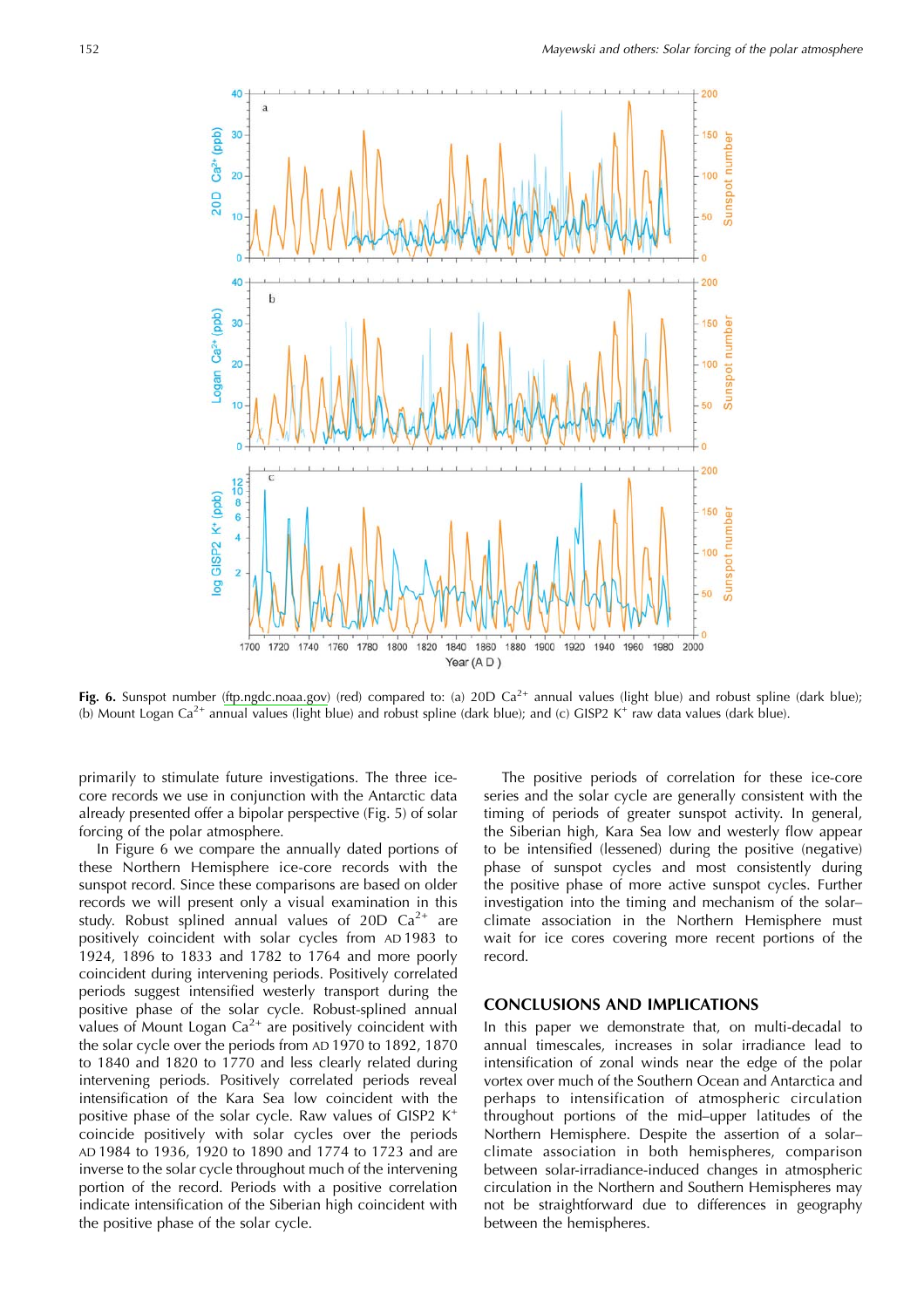**Fig. 6.** Sunspot number (ftp.ngdc.noaa.gov) (red) compared to: (a) 20D $Ca^{2+}$ annual values (light blue) and robust spline (dark blue); (b) Mount Logan $Ca^{2+}$ annual values (light blue) and robust spline (dark blue); and (c) GISP2 $K^{+}$ raw data values (dark blue).

primarily to stimulate future investigations. The three ice-core records we use in conjunction with the Antarctic data already presented offer a bipolar perspective (Fig. 5) of solar forcing of the polar atmosphere.

In Figure 6 we compare the annually dated portions of these Northern Hemisphere ice-core records with the sunspot record. Since these comparisons are based on older records we will present only a visual examination in this study. Robust splined annual values of 20D $Ca^{2+}$ are positively coincident with solar cycles from AD 1983 to 1924, 1896 to 1833 and 1782 to 1764 and more poorly coincident during intervening periods. Positively correlated periods suggest intensified westerly transport during the positive phase of the solar cycle. Robust-splined annual values of Mount Logan $Ca^{2+}$ are positively coincident with the solar cycle over the periods from AD 1970 to 1892, 1870 to 1840 and 1820 to 1770 and less clearly related during intervening periods. Positively correlated periods reveal intensification of the Kara Sea low coincident with the positive phase of the solar cycle. Raw values of GISP2 $K^{+}$ coincide positively with solar cycles over the periods AD 1984 to 1936, 1920 to 1890 and 1774 to 1723 and are inverse to the solar cycle throughout much of the intervening portion of the record. Periods with a positive correlation indicate intensification of the Siberian high coincident with the positive phase of the solar cycle.

The positive periods of correlation for these ice-core series and the solar cycle are generally consistent with the timing of periods of greater sunspot activity. In general, the Siberian high, Kara Sea low and westerly flow appear to be intensified (lessened) during the positive (negative) phase of sunspot cycles and most consistently during the positive phase of more active sunspot cycles. Further investigation into the timing and mechanism of the solar–climate association in the Northern Hemisphere must wait for ice cores covering more recent portions of the record.

## CONCLUSIONS AND IMPLICATIONS

In this paper we demonstrate that, on multi-decadal to annual timescales, increases in solar irradiance lead to intensification of zonal winds near the edge of the polar vortex over much of the Southern Ocean and Antarctica and perhaps to intensification of atmospheric circulation throughout portions of the mid–upper latitudes of the Northern Hemisphere. Despite the assertion of a solar–climate association in both hemispheres, comparison between solar-irradiance-induced changes in atmospheric circulation in the Northern and Southern Hemispheres may not be straightforward due to differences in geography between the hemispheres.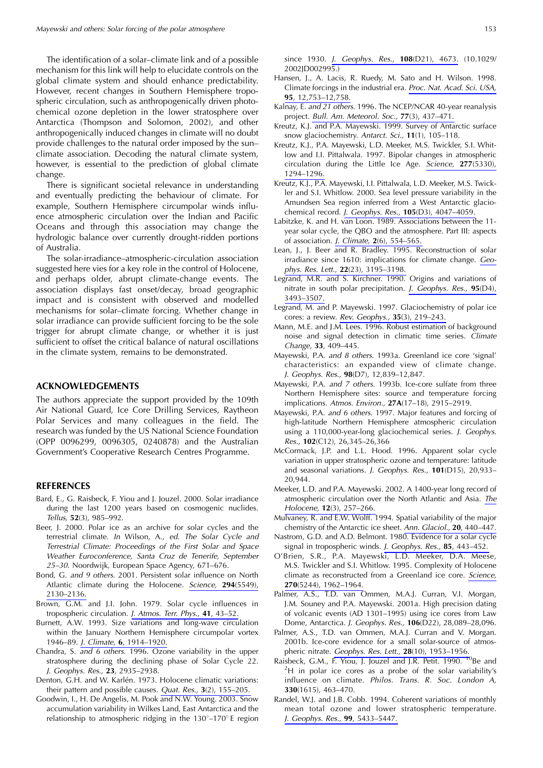The identification of a solar–climate link and of a possible mechanism for this link will help to elucidate controls on the global climate system and should enhance predictability. However, recent changes in Southern Hemisphere tropospheric circulation, such as anthropogenically driven photochemical ozone depletion in the lower stratosphere over Antarctica (Thompson and Solomon, 2002), and other anthropogenically induced changes in climate will no doubt provide challenges to the natural order imposed by the sun–climate association. Decoding the natural climate system, however, is essential to the prediction of global climate change.

There is significant societal relevance in understanding and eventually predicting the behaviour of climate. For example, Southern Hemisphere circumpolar winds influence atmospheric circulation over the Indian and Pacific Oceans and through this association may change the hydrologic balance over currently drought-ridden portions of Australia.

The solar-irradiance–atmospheric-circulation association suggested here vies for a key role in the control of Holocene, and perhaps older, abrupt climate-change events. The association displays fast onset/decay, broad geographic impact and is consistent with observed and modelled mechanisms for solar–climate forcing. Whether change in solar irradiance can provide sufficient forcing to be the sole trigger for abrupt climate change, or whether it is just sufficient to offset the critical balance of natural oscillations in the climate system, remains to be demonstrated.

## ACKNOWLEDGEMENTS

The authors appreciate the support provided by the 109th Air National Guard, Ice Core Drilling Services, Raytheon Polar Services and many colleagues in the field. The research was funded by the US National Science Foundation (OPP 0096299, 0096305, 0240878) and the Australian Government's Cooperative Research Centres Programme.

## REFERENCES

Bard, E., G. Raisbeck, F. Yiou and J. Jouzel. 2000. Solar irradiance during the last 1200 years based on cosmogenic nuclides. *Tellus,* **52**(3), 985–992.

Beer, J. 2000. Polar ice as an archive for solar cycles and the terrestrial climate. *In* Wilson, A., *ed. The Solar Cycle and Terrestrial Climate: Proceedings of the First Solar and Space Weather Euroconference, Santa Cruz de Tenerife, September 25–30.* Noordwijk, European Space Agency, 671–676.

Bond, G. *and 9 others.* 2001. Persistent solar influence on North Atlantic climate during the Holocene. *Science,* **294**(5549), 2130–2136.

Brown, G.M. and J.I. John. 1979. Solar cycle influences in tropospheric circulation. *J. Atmos. Terr. Phys.,* **41**, 43–52.

Burnett, A.W. 1993. Size variations and long-wave circulation within the January Northern Hemisphere circumpolar vortex 1946–89. *J. Climate,* **6**, 1914–1920.

Chandra, S. *and 6 others.* 1996. Ozone variability in the upper stratosphere during the declining phase of Solar Cycle 22. *J. Geophys. Res.,* **23**, 2935–2938.

Denton, G.H. and W. Karlén. 1973. Holocene climatic variations: their pattern and possible causes. *Quat. Res.,* **3**(2), 155–205.

Goodwin, I., H. De Angelis, M. Pook and N.W. Young. 2003. Snow accumulation variability in Wilkes Land, East Antarctica and the relationship to atmospheric ridging in the 130°–170° E region since 1930. *J. Geophys. Res.,* **108**(D21), 4673. (10.1029/2002JD002995.)

Hansen, J., A. Lacis, R. Ruedy, M. Sato and H. Wilson. 1998. Climate forcings in the industrial era. *Proc. Nat. Acad. Sci. USA,* **95**, 12,753–12,758.

Kalnay, E. *and 21 others.* 1996. The NCEP/NCAR 40-year reanalysis project. *Bull. Am. Meteorol. Soc.,* **77**(3), 437–471.

Kreutz, K.J. and P.A. Mayewski. 1999. Survey of Antarctic surface snow glaciochemistry. *Antarct. Sci.,* **11**(1), 105–118.

Kreutz, K.J., P.A. Mayewski, L.D. Meeker, M.S. Twickler, S.I. Whitlow and I.I. Pittalwala. 1997. Bipolar changes in atmospheric circulation during the Little Ice Age. *Science,* **277**(5330), 1294–1296.

Kreutz, K.J., P.A. Mayewski, I.I. Pittalwala, L.D. Meeker, M.S. Twickler and S.I. Whitlow. 2000. Sea level pressure variability in the Amundsen Sea region inferred from a West Antarctic glaciochemical record. *J. Geophys. Res.,* **105**(D3), 4047–4059.

Labitzke, K. and H. van Loon. 1989. Associations between the 11-year solar cycle, the QBO and the atmosphere. Part III: aspects of association. *J. Climate,* **2**(6), 554–565.

Lean, J., J. Beer and R. Bradley. 1995. Reconstruction of solar irradiance since 1610: implications for climate change. *Geophys. Res. Lett.,* **22**(23), 3195–3198.

Legrand, M.R. and S. Kirchner. 1990. Origins and variations of nitrate in south polar precipitation. *J. Geophys. Res.,* **95**(D4), 3493–3507.

Legrand, M. and P. Mayewski. 1997. Glaciochemistry of polar ice cores: a review. *Rev. Geophys.,* **35**(3), 219–243.

Mann, M.E. and J.M. Lees. 1996. Robust estimation of background noise and signal detection in climatic time series. *Climate Change,* **33**, 409–445.

Mayewski, P.A. *and 8 others.* 1993a. Greenland ice core 'signal' characteristics: an expanded view of climate change. *J. Geophys. Res.,* **98**(D7), 12,839–12,847.

Mayewski, P.A. *and 7 others.* 1993b. Ice-core sulfate from three Northern Hemisphere sites: source and temperature forcing implications. *Atmos. Environ.,* **27A**(17–18), 2915–2919.

Mayewski, P.A. *and 6 others.* 1997. Major features and forcing of high-latitude Northern Hemisphere atmospheric circulation using a 110,000-year-long glaciochemical series. *J. Geophys. Res.,* **102**(C12), 26,345–26,366

McCormack, J.P. and L.L. Hood. 1996. Apparent solar cycle variation in upper stratospheric ozone and temperature: latitude and seasonal variations. *J. Geophys. Res.,* **101**(D15), 20,933–20,944.

Meeker, L.D. and P.A. Mayewski. 2002. A 1400-year long record of atmospheric circulation over the North Atlantic and Asia. *The Holocene,* **12**(3), 257–266.

Mulvaney, R. and E.W. Wolff. 1994. Spatial variability of the major chemistry of the Antarctic ice sheet. *Ann. Glaciol.,* **20**, 440–447.

Nastrom, G.D. and A.D. Belmont. 1980. Evidence for a solar cycle signal in tropospheric winds. *J. Geophys. Res.,* **85**, 443–452.

O'Brien, S.R., P.A. Mayewski, L.D. Meeker, D.A. Meese, M.S. Twickler and S.I. Whitlow. 1995. Complexity of Holocene climate as reconstructed from a Greenland ice core. *Science,* **270**(5244), 1962–1964.

Palmer, A.S., T.D. van Ommen, M.A.J. Curran, V.I. Morgan, J.M. Souney and P.A. Mayewski. 2001a. High precision dating of volcanic events (AD 1301–1995) using ice cores from Law Dome, Antarctica. *J. Geophys. Res.,* **106**(D22), 28,089–28,096.

Palmer, A.S., T.D. van Ommen, M.A.J. Curran and V. Morgan. 2001b. Ice-core evidence for a small solar-source of atmospheric nitrate. *Geophys. Res. Lett.,* **28**(10), 1953–1956.

Raisbeck, G.M., F. Yiou, J. Jouzel and J.R. Petit. 1990. $^{10}$Be and $^{2}$H in polar ice cores as a probe of the solar variability's influence on climate. *Philos. Trans. R. Soc. London A,* **330**(1615), 463–470.

Randel, W.J. and J.B. Cobb. 1994. Coherent variations of monthly mean total ozone and lower stratospheric temperature. *J. Geophys. Res.,* **99**, 5433–5447.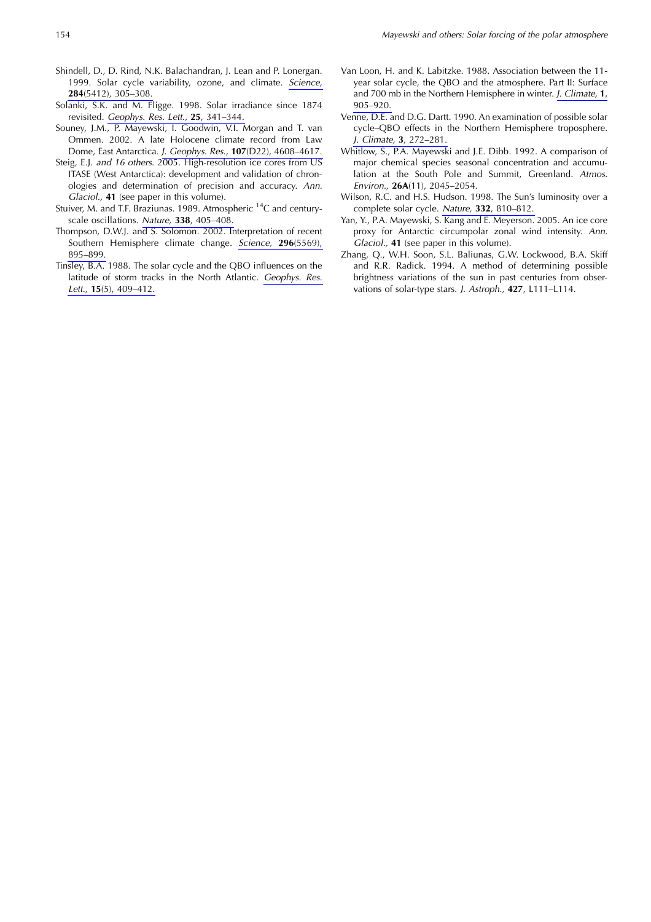Shindell, D., D. Rind, N.K. Balachandran, J. Lean and P. Lonergan. 1999. Solar cycle variability, ozone, and climate. *Science,* **284**(5412), 305–308.

Solanki, S.K. and M. Fligge. 1998. Solar irradiance since 1874 revisited. *Geophys. Res. Lett.,* **25**, 341–344.

Souney, J.M., P. Mayewski, I. Goodwin, V.I. Morgan and T. van Ommen. 2002. A late Holocene climate record from Law Dome, East Antarctica. *J. Geophys. Res.,* **107**(D22), 4608–4617.

Steig, E.J. *and 16 others.* 2005. High-resolution ice cores from US ITASE (West Antarctica): development and validation of chronologies and determination of precision and accuracy. *Ann. Glaciol.,* **41** (see paper in this volume).

Stuiver, M. and T.F. Braziunas. 1989. Atmospheric $^{14}$C and century-scale oscillations. *Nature,* **338**, 405–408.

Thompson, D.W.J. and S. Solomon. 2002. Interpretation of recent Southern Hemisphere climate change. *Science,* **296**(5569), 895–899.

Tinsley, B.A. 1988. The solar cycle and the QBO influences on the latitude of storm tracks in the North Atlantic. *Geophys. Res. Lett.,* **15**(5), 409–412.

Van Loon, H. and K. Labitzke. 1988. Association between the 11-year solar cycle, the QBO and the atmosphere. Part II: Surface and 700 mb in the Northern Hemisphere in winter. *J. Climate,* **1**, 905–920.

Venne, D.E. and D.G. Dartt. 1990. An examination of possible solar cycle–QBO effects in the Northern Hemisphere troposphere. *J. Climate,* **3**, 272–281.

Whitlow, S., P.A. Mayewski and J.E. Dibb. 1992. A comparison of major chemical species seasonal concentration and accumulation at the South Pole and Summit, Greenland. *Atmos. Environ.,* **26A**(11), 2045–2054.

Wilson, R.C. and H.S. Hudson. 1998. The Sun's luminosity over a complete solar cycle. *Nature,* **332**, 810–812.

Yan, Y., P.A. Mayewski, S. Kang and E. Meyerson. 2005. An ice core proxy for Antarctic circumpolar zonal wind intensity. *Ann. Glaciol.,* **41** (see paper in this volume).

Zhang, Q., W.H. Soon, S.L. Baliunas, G.W. Lockwood, B.A. Skiff and R.R. Radick. 1994. A method of determining possible brightness variations of the sun in past centuries from observations of solar-type stars. *J. Astroph.,* **427**, L111–L114.